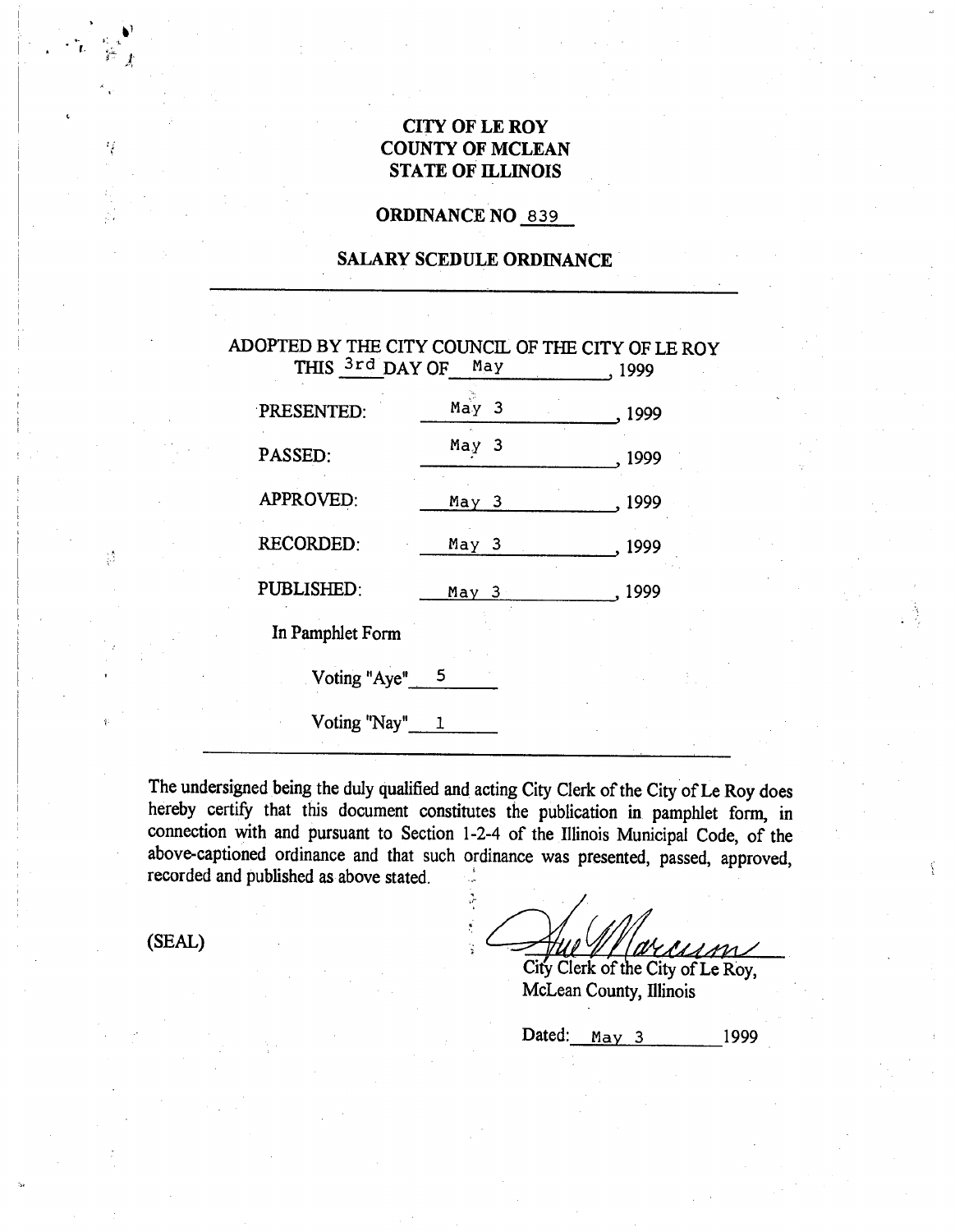# CITY OF LE ROY
# COUNTY OF MCLEAN
# STATE OF ILLINOIS

## ORDINANCE NO 839

## SALARY SCEDULE ORDINANCE

---

ADOPTED BY THE CITY COUNCIL OF THE CITY OF LE ROY THIS 3rd DAY OF May, 1999

PRESENTED: May 3, 1999

PASSED: May 3, 1999

APPROVED: May 3, 1999

RECORDED: May 3, 1999

PUBLISHED: May 3, 1999

In Pamphlet Form

Voting "Aye" 5

Voting "Nay" 1

---

The undersigned being the duly qualified and acting City Clerk of the City of Le Roy does hereby certify that this document constitutes the publication in pamphlet form, in connection with and pursuant to Section 1-2-4 of the Illinois Municipal Code, of the above-captioned ordinance and that such ordinance was presented, passed, approved, recorded and published as above stated.

(SEAL)

Sue Marcum
City Clerk of the City of Le Roy,
McLean County, Illinois

Dated: May 3 1999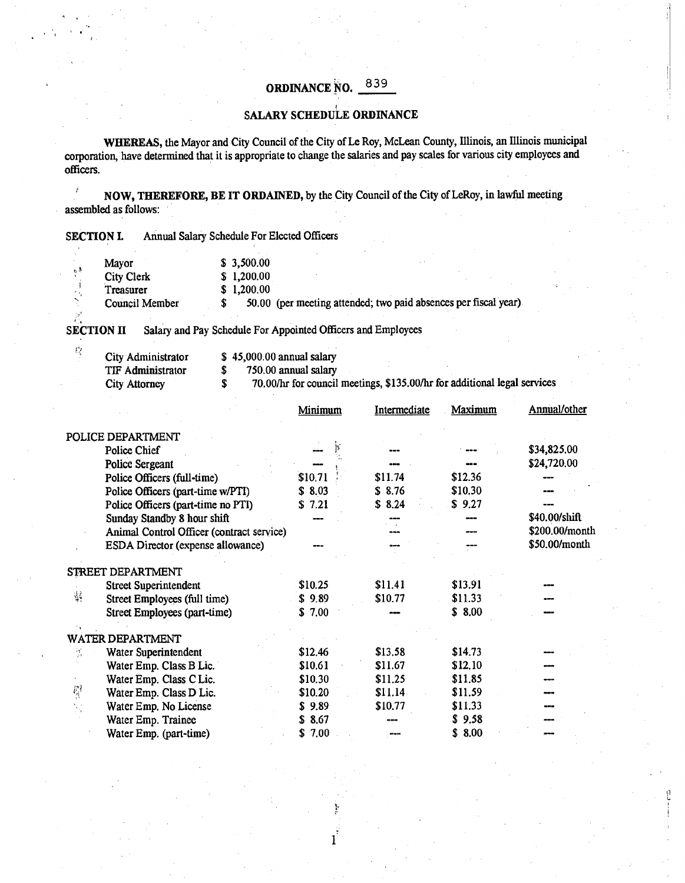# ORDINANCE NO. 839

## SALARY SCHEDULE ORDINANCE

**WHEREAS,** the Mayor and City Council of the City of Le Roy, McLean County, Illinois, an Illinois municipal corporation, have determined that it is appropriate to change the salaries and pay scales for various city employees and officers.

**NOW, THEREFORE, BE IT ORDAINED,** by the City Council of the City of LeRoy, in lawful meeting assembled as follows:

**SECTION I.** Annual Salary Schedule For Elected Officers

| | |
|---|---|
| Mayor | $ 3,500.00 |
| City Clerk | $ 1,200.00 |
| Treasurer | $ 1,200.00 |
| Council Member | $ 50.00 (per meeting attended; two paid absences per fiscal year) |

**SECTION II** Salary and Pay Schedule For Appointed Officers and Employees

| | |
|---|---|
| City Administrator | $ 45,000.00 annual salary |
| TIF Administrator | $ 750.00 annual salary |
| City Attorney | $ 70.00/hr for council meetings, $135.00/hr for additional legal services |

| | Minimum | Intermediate | Maximum | Annual/other |
|---|---|---|---|---|
| **POLICE DEPARTMENT** | | | | |
| Police Chief | --- | --- | --- | $34,825.00 |
| Police Sergeant | --- | --- | --- | $24,720.00 |
| Police Officers (full-time) | $10.71 | $11.74 | $12.36 | --- |
| Police Officers (part-time w/PTI) | $ 8.03 | $ 8.76 | $10.30 | --- |
| Police Officers (part-time no PTI) | $ 7.21 | $ 8.24 | $ 9.27 | --- |
| Sunday Standby 8 hour shift | --- | --- | --- | $40.00/shift |
| Animal Control Officer (contract service) | | --- | --- | $200.00/month |
| ESDA Director (expense allowance) | --- | --- | --- | $50.00/month |
| **STREET DEPARTMENT** | | | | |
| Street Superintendent | $10.25 | $11.41 | $13.91 | --- |
| Street Employees (full time) | $ 9.89 | $10.77 | $11.33 | --- |
| Street Employees (part-time) | $ 7.00 | --- | $ 8.00 | --- |
| **WATER DEPARTMENT** | | | | |
| Water Superintendent | $12.46 | $13.58 | $14.73 | --- |
| Water Emp. Class B Lic. | $10.61 | $11.67 | $12.10 | --- |
| Water Emp. Class C Lic. | $10.30 | $11.25 | $11.85 | --- |
| Water Emp. Class D Lic. | $10.20 | $11.14 | $11.59 | --- |
| Water Emp. No License | $ 9.89 | $10.77 | $11.33 | --- |
| Water Emp. Trainee | $ 8.67 | --- | $ 9.58 | --- |
| Water Emp. (part-time) | $ 7.00 | --- | $ 8.00 | --- |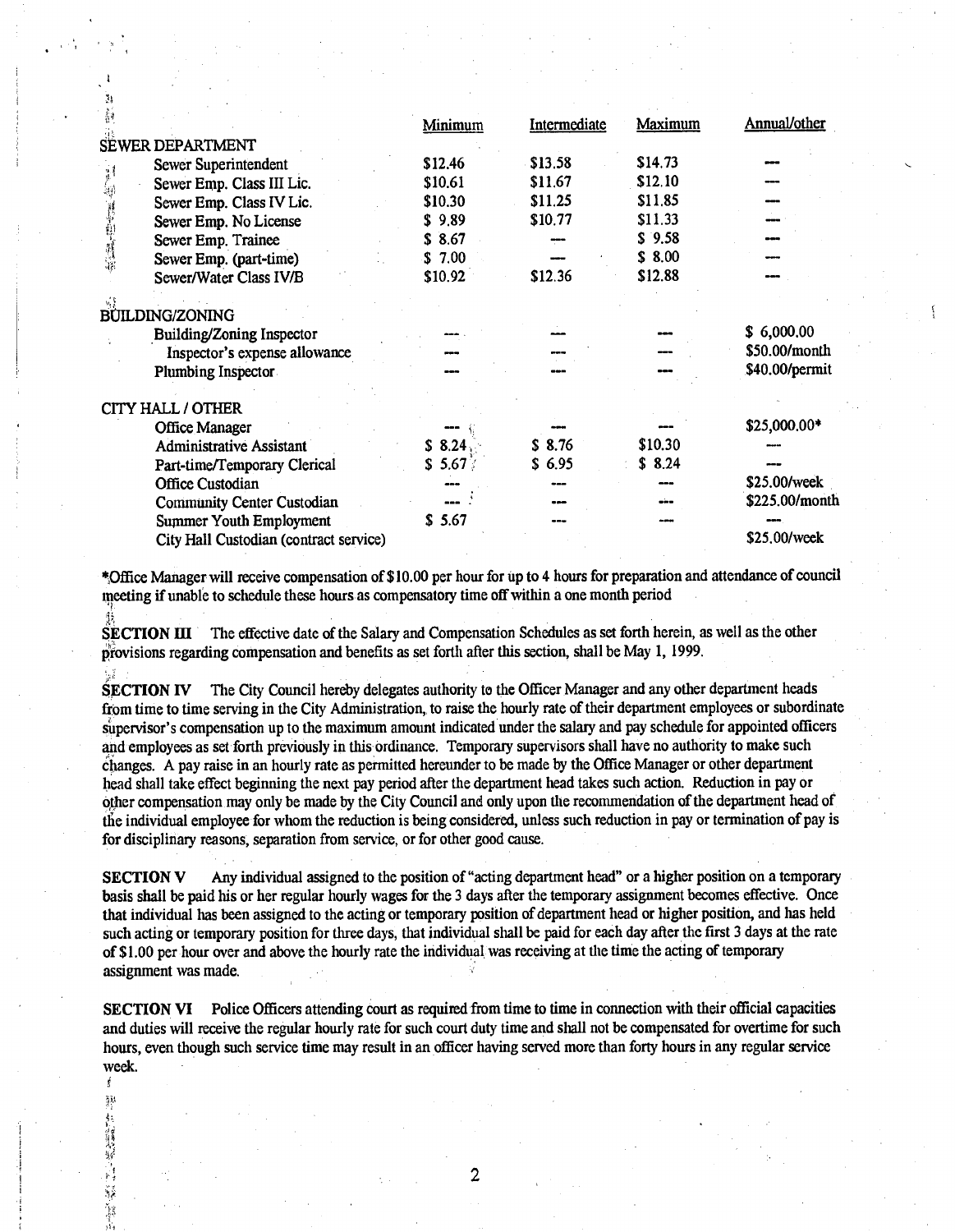| | Minimum | Intermediate | Maximum | Annual/other |
|---|---|---|---|---|
| **SEWER DEPARTMENT** | | | | |
| Sewer Superintendent | $12.46 | $13.58 | $14.73 | --- |
| Sewer Emp. Class III Lic. | $10.61 | $11.67 | $12.10 | --- |
| Sewer Emp. Class IV Lic. | $10.30 | $11.25 | $11.85 | --- |
| Sewer Emp. No License | $ 9.89 | $10.77 | $11.33 | --- |
| Sewer Emp. Trainee | $ 8.67 | --- | $ 9.58 | --- |
| Sewer Emp. (part-time) | $ 7.00 | --- | $ 8.00 | --- |
| Sewer/Water Class IV/B | $10.92 | $12.36 | $12.88 | --- |
| **BUILDING/ZONING** | | | | |
| Building/Zoning Inspector | --- | --- | --- | $ 6,000.00 |
| Inspector's expense allowance | --- | --- | --- | $50.00/month |
| Plumbing Inspector | --- | --- | --- | $40.00/permit |
| **CITY HALL / OTHER** | | | | |
| Office Manager | --- | --- | --- | $25,000.00* |
| Administrative Assistant | $ 8.24 | $ 8.76 | $10.30 | --- |
| Part-time/Temporary Clerical | $ 5.67 | $ 6.95 | $ 8.24 | --- |
| Office Custodian | --- | --- | --- | $25.00/week |
| Community Center Custodian | --- | --- | --- | $225.00/month |
| Summer Youth Employment | $ 5.67 | --- | --- | --- |
| City Hall Custodian (contract service) | | | | $25.00/week |

*Office Manager will receive compensation of $10.00 per hour for up to 4 hours for preparation and attendance of council meeting if unable to schedule these hours as compensatory time off within a one month period

**SECTION III** The effective date of the Salary and Compensation Schedules as set forth herein, as well as the other provisions regarding compensation and benefits as set forth after this section, shall be May 1, 1999.

**SECTION IV** The City Council hereby delegates authority to the Officer Manager and any other department heads from time to time serving in the City Administration, to raise the hourly rate of their department employees or subordinate supervisor's compensation up to the maximum amount indicated under the salary and pay schedule for appointed officers and employees as set forth previously in this ordinance. Temporary supervisors shall have no authority to make such changes. A pay raise in an hourly rate as permitted hereunder to be made by the Office Manager or other department head shall take effect beginning the next pay period after the department head takes such action. Reduction in pay or other compensation may only be made by the City Council and only upon the recommendation of the department head of the individual employee for whom the reduction is being considered, unless such reduction in pay or termination of pay is for disciplinary reasons, separation from service, or for other good cause.

**SECTION V** Any individual assigned to the position of "acting department head" or a higher position on a temporary basis shall be paid his or her regular hourly wages for the 3 days after the temporary assignment becomes effective. Once that individual has been assigned to the acting or temporary position of department head or higher position, and has held such acting or temporary position for three days, that individual shall be paid for each day after the first 3 days at the rate of $1.00 per hour over and above the hourly rate the individual was receiving at the time the acting of temporary assignment was made.

**SECTION VI** Police Officers attending court as required from time to time in connection with their official capacities and duties will receive the regular hourly rate for such court duty time and shall not be compensated for overtime for such hours, even though such service time may result in an officer having served more than forty hours in any regular service week.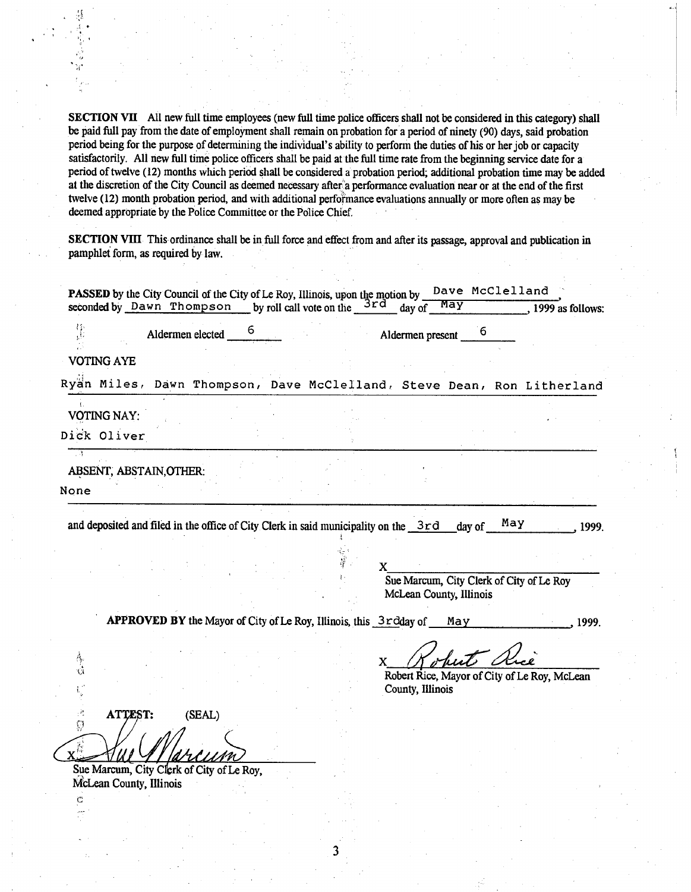**SECTION VII** All new full time employees (new full time police officers shall not be considered in this category) shall be paid full pay from the date of employment shall remain on probation for a period of ninety (90) days, said probation period being for the purpose of determining the individual's ability to perform the duties of his or her job or capacity satisfactorily. All new full time police officers shall be paid at the full time rate from the beginning service date for a period of twelve (12) months which period shall be considered a probation period; additional probation time may be added at the discretion of the City Council as deemed necessary after a performance evaluation near or at the end of the first twelve (12) month probation period, and with additional performance evaluations annually or more often as may be deemed appropriate by the Police Committee or the Police Chief.

**SECTION VIII** This ordinance shall be in full force and effect from and after its passage, approval and publication in pamphlet form, as required by law.

**PASSED** by the City Council of the City of Le Roy, Illinois, upon the motion by Dave McClelland, seconded by Dawn Thompson by roll call vote on the 3rd day of May, 1999 as follows:

Aldermen elected 6 Aldermen present 6

VOTING AYE

Ryan Miles, Dawn Thompson, Dave McClelland, Steve Dean, Ron Litherland

VOTING NAY:

Dick Oliver

ABSENT, ABSTAIN, OTHER:

None

and deposited and filed in the office of City Clerk in said municipality on the 3rd day of May, 1999.

X\_\_\_\_\_\_\_\_\_\_\_\_\_\_\_\_\_\_\_\_
Sue Marcum, City Clerk of City of Le Roy
McLean County, Illinois

**APPROVED BY** the Mayor of City of Le Roy, Illinois, this 3rd day of May, 1999.

X *Robert Rice*
Robert Rice, Mayor of City of Le Roy, McLean County, Illinois

**ATTEST:** (SEAL)

X *Sue Marcum*
Sue Marcum, City Clerk of City of Le Roy, McLean County, Illinois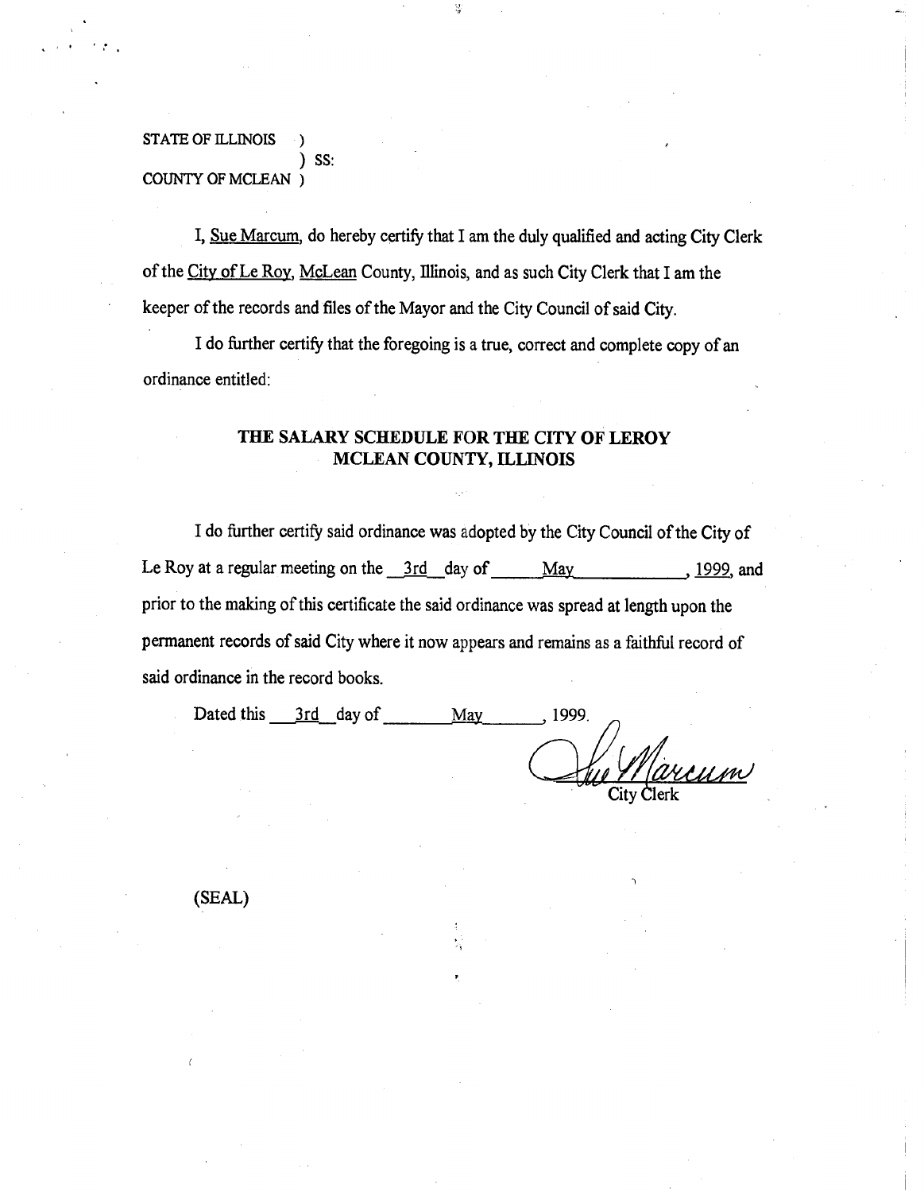STATE OF ILLINOIS )
) SS:
COUNTY OF MCLEAN )

I, Sue Marcum, do hereby certify that I am the duly qualified and acting City Clerk of the City of Le Roy, McLean County, Illinois, and as such City Clerk that I am the keeper of the records and files of the Mayor and the City Council of said City.

I do further certify that the foregoing is a true, correct and complete copy of an ordinance entitled:

**THE SALARY SCHEDULE FOR THE CITY OF LEROY MCLEAN COUNTY, ILLINOIS**

I do further certify said ordinance was adopted by the City Council of the City of Le Roy at a regular meeting on the 3rd day of May, 1999, and prior to the making of this certificate the said ordinance was spread at length upon the permanent records of said City where it now appears and remains as a faithful record of said ordinance in the record books.

Dated this 3rd day of May, 1999.

Sue Marcum
City Clerk

(SEAL)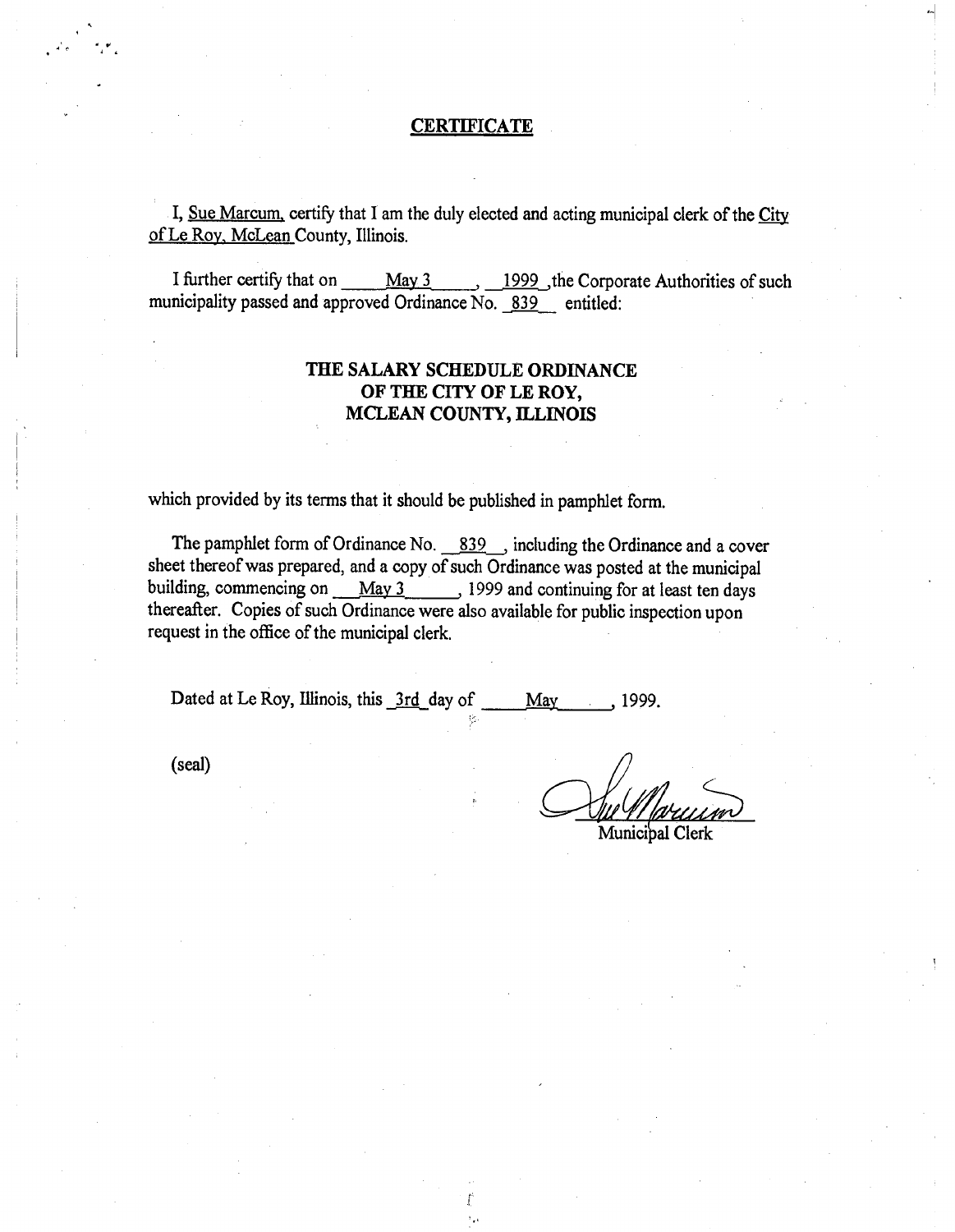## CERTIFICATE

I, Sue Marcum, certify that I am the duly elected and acting municipal clerk of the City of Le Roy, McLean County, Illinois.

I further certify that on May 3, 1999, the Corporate Authorities of such municipality passed and approved Ordinance No. 839 entitled:

**THE SALARY SCHEDULE ORDINANCE OF THE CITY OF LE ROY, MCLEAN COUNTY, ILLINOIS**

which provided by its terms that it should be published in pamphlet form.

The pamphlet form of Ordinance No. 839, including the Ordinance and a cover sheet thereof was prepared, and a copy of such Ordinance was posted at the municipal building, commencing on May 3, 1999 and continuing for at least ten days thereafter. Copies of such Ordinance were also available for public inspection upon request in the office of the municipal clerk.

Dated at Le Roy, Illinois, this 3rd day of May, 1999.

(seal)

Sue Marcum

Municipal Clerk